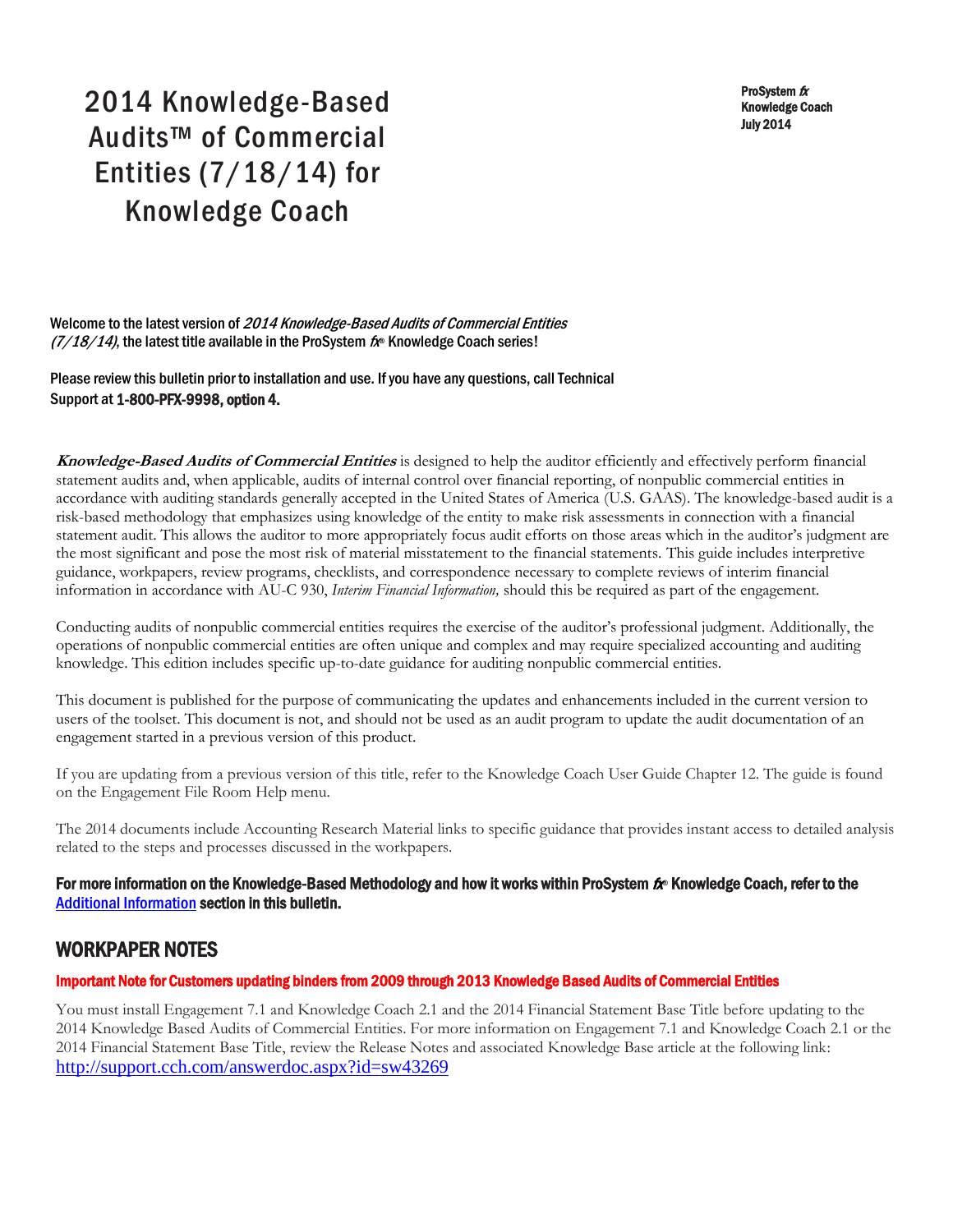# 2014 Knowledge-Based Audits™ of Commercial Entities (7/18/14) for Knowledge Coach

**ProSystem *fx***
**Knowledge Coach**
**July 2014**

**Welcome to the latest version of *2014 Knowledge-Based Audits of Commercial Entities (7/18/14)*, the latest title available in the ProSystem *fx*® Knowledge Coach series!**

**Please review this bulletin prior to installation and use. If you have any questions, call Technical Support at 1-800-PFX-9998, option 4.**

***Knowledge-Based Audits of Commercial Entities*** is designed to help the auditor efficiently and effectively perform financial statement audits and, when applicable, audits of internal control over financial reporting, of nonpublic commercial entities in accordance with auditing standards generally accepted in the United States of America (U.S. GAAS). The knowledge-based audit is a risk-based methodology that emphasizes using knowledge of the entity to make risk assessments in connection with a financial statement audit. This allows the auditor to more appropriately focus audit efforts on those areas which in the auditor's judgment are the most significant and pose the most risk of material misstatement to the financial statements. This guide includes interpretive guidance, workpapers, review programs, checklists, and correspondence necessary to complete reviews of interim financial information in accordance with AU-C 930, *Interim Financial Information,* should this be required as part of the engagement.

Conducting audits of nonpublic commercial entities requires the exercise of the auditor's professional judgment. Additionally, the operations of nonpublic commercial entities are often unique and complex and may require specialized accounting and auditing knowledge. This edition includes specific up-to-date guidance for auditing nonpublic commercial entities.

This document is published for the purpose of communicating the updates and enhancements included in the current version to users of the toolset. This document is not, and should not be used as an audit program to update the audit documentation of an engagement started in a previous version of this product.

If you are updating from a previous version of this title, refer to the Knowledge Coach User Guide Chapter 12. The guide is found on the Engagement File Room Help menu.

The 2014 documents include Accounting Research Material links to specific guidance that provides instant access to detailed analysis related to the steps and processes discussed in the workpapers.

**For more information on the Knowledge-Based Methodology and how it works within ProSystem *fx*® Knowledge Coach, refer to the Additional Information section in this bulletin.**

## WORKPAPER NOTES

**Important Note for Customers updating binders from 2009 through 2013 Knowledge Based Audits of Commercial Entities**

You must install Engagement 7.1 and Knowledge Coach 2.1 and the 2014 Financial Statement Base Title before updating to the 2014 Knowledge Based Audits of Commercial Entities. For more information on Engagement 7.1 and Knowledge Coach 2.1 or the 2014 Financial Statement Base Title, review the Release Notes and associated Knowledge Base article at the following link: http://support.cch.com/answerdoc.aspx?id=sw43269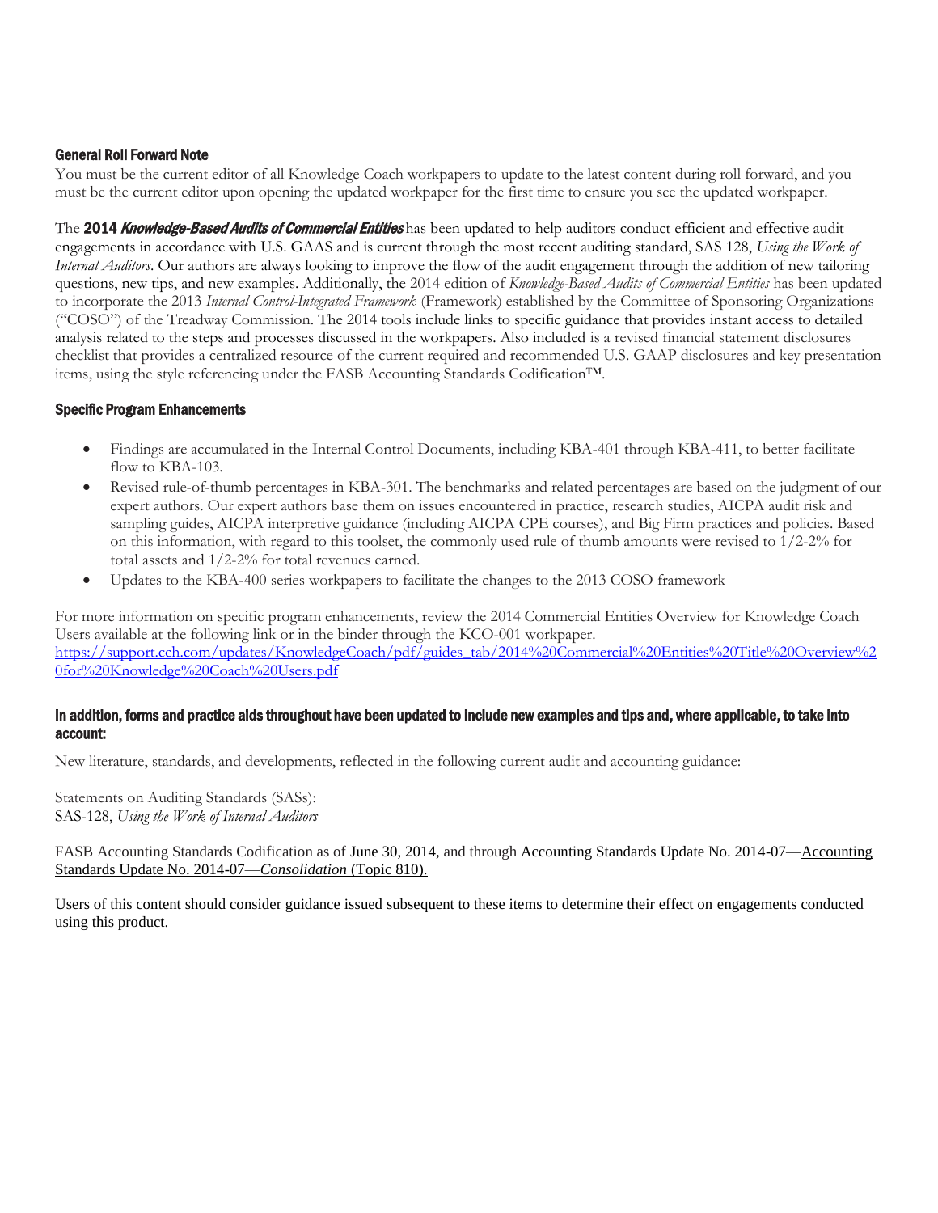### General Roll Forward Note

You must be the current editor of all Knowledge Coach workpapers to update to the latest content during roll forward, and you must be the current editor upon opening the updated workpaper for the first time to ensure you see the updated workpaper.

The **2014 *Knowledge-Based Audits of Commercial Entities*** has been updated to help auditors conduct efficient and effective audit engagements in accordance with U.S. GAAS and is current through the most recent auditing standard, SAS 128, *Using the Work of Internal Auditors*. Our authors are always looking to improve the flow of the audit engagement through the addition of new tailoring questions, new tips, and new examples. Additionally, the 2014 edition of *Knowledge-Based Audits of Commercial Entities* has been updated to incorporate the 2013 *Internal Control-Integrated Framework* (Framework) established by the Committee of Sponsoring Organizations ("COSO") of the Treadway Commission. The 2014 tools include links to specific guidance that provides instant access to detailed analysis related to the steps and processes discussed in the workpapers. Also included is a revised financial statement disclosures checklist that provides a centralized resource of the current required and recommended U.S. GAAP disclosures and key presentation items, using the style referencing under the FASB Accounting Standards Codification™.

### Specific Program Enhancements

- Findings are accumulated in the Internal Control Documents, including KBA-401 through KBA-411, to better facilitate flow to KBA-103.
- Revised rule-of-thumb percentages in KBA-301. The benchmarks and related percentages are based on the judgment of our expert authors. Our expert authors base them on issues encountered in practice, research studies, AICPA audit risk and sampling guides, AICPA interpretive guidance (including AICPA CPE courses), and Big Firm practices and policies. Based on this information, with regard to this toolset, the commonly used rule of thumb amounts were revised to 1/2-2% for total assets and 1/2-2% for total revenues earned.
- Updates to the KBA-400 series workpapers to facilitate the changes to the 2013 COSO framework

For more information on specific program enhancements, review the 2014 Commercial Entities Overview for Knowledge Coach Users available at the following link or in the binder through the KCO-001 workpaper.
https://support.cch.com/updates/KnowledgeCoach/pdf/guides_tab/2014%20Commercial%20Entities%20Title%20Overview%20for%20Knowledge%20Coach%20Users.pdf

### In addition, forms and practice aids throughout have been updated to include new examples and tips and, where applicable, to take into account:

New literature, standards, and developments, reflected in the following current audit and accounting guidance:

Statements on Auditing Standards (SASs):
SAS-128, *Using the Work of Internal Auditors*

FASB Accounting Standards Codification as of June 30, 2014, and through Accounting Standards Update No. 2014-07—Accounting Standards Update No. 2014-07—*Consolidation* (Topic 810).

Users of this content should consider guidance issued subsequent to these items to determine their effect on engagements conducted using this product.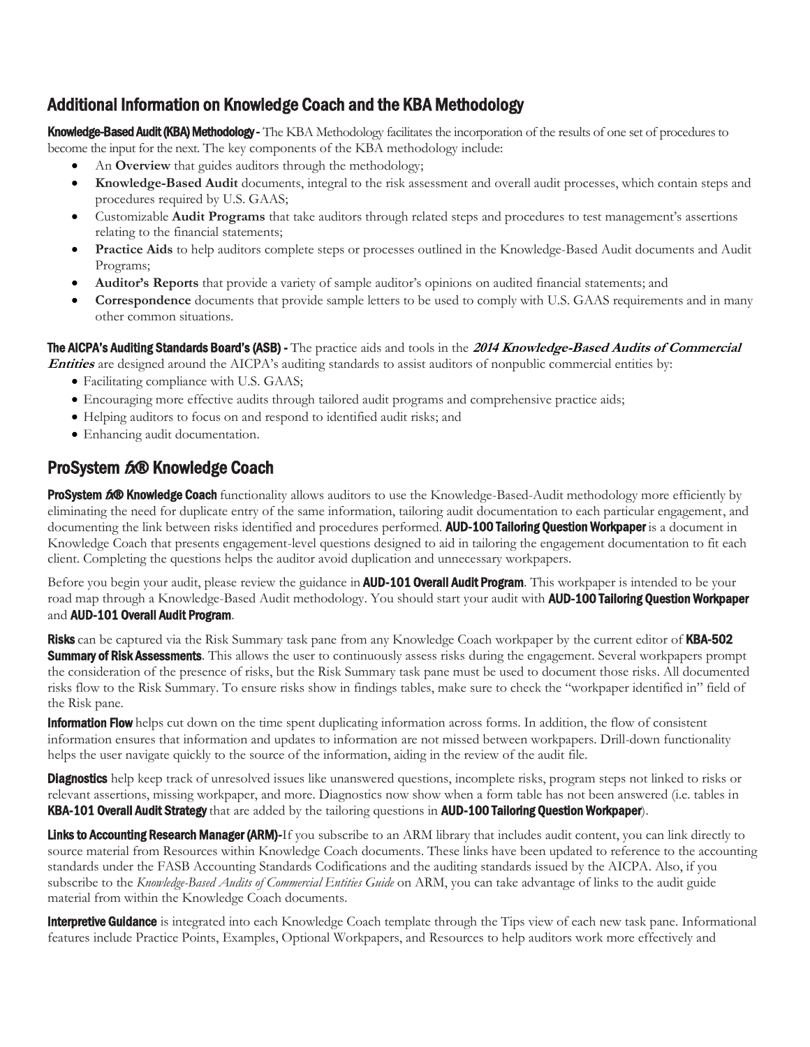## Additional Information on Knowledge Coach and the KBA Methodology

**Knowledge-Based Audit (KBA) Methodology -** The KBA Methodology facilitates the incorporation of the results of one set of procedures to become the input for the next. The key components of the KBA methodology include:

- An **Overview** that guides auditors through the methodology;
- **Knowledge-Based Audit** documents, integral to the risk assessment and overall audit processes, which contain steps and procedures required by U.S. GAAS;
- Customizable **Audit Programs** that take auditors through related steps and procedures to test management's assertions relating to the financial statements;
- **Practice Aids** to help auditors complete steps or processes outlined in the Knowledge-Based Audit documents and Audit Programs;
- **Auditor's Reports** that provide a variety of sample auditor's opinions on audited financial statements; and
- **Correspondence** documents that provide sample letters to be used to comply with U.S. GAAS requirements and in many other common situations.

**The AICPA's Auditing Standards Board's (ASB) -** The practice aids and tools in the ***2014 Knowledge-Based Audits of Commercial Entities*** are designed around the AICPA's auditing standards to assist auditors of nonpublic commercial entities by:

- Facilitating compliance with U.S. GAAS;
- Encouraging more effective audits through tailored audit programs and comprehensive practice aids;
- Helping auditors to focus on and respond to identified audit risks; and
- Enhancing audit documentation.

## ProSystem *fx*® Knowledge Coach

**ProSystem *fx*® Knowledge Coach** functionality allows auditors to use the Knowledge-Based-Audit methodology more efficiently by eliminating the need for duplicate entry of the same information, tailoring audit documentation to each particular engagement, and documenting the link between risks identified and procedures performed. **AUD-100 Tailoring Question Workpaper** is a document in Knowledge Coach that presents engagement-level questions designed to aid in tailoring the engagement documentation to fit each client. Completing the questions helps the auditor avoid duplication and unnecessary workpapers.

Before you begin your audit, please review the guidance in **AUD-101 Overall Audit Program**. This workpaper is intended to be your road map through a Knowledge-Based Audit methodology. You should start your audit with **AUD-100 Tailoring Question Workpaper** and **AUD-101 Overall Audit Program**.

**Risks** can be captured via the Risk Summary task pane from any Knowledge Coach workpaper by the current editor of **KBA-502 Summary of Risk Assessments**. This allows the user to continuously assess risks during the engagement. Several workpapers prompt the consideration of the presence of risks, but the Risk Summary task pane must be used to document those risks. All documented risks flow to the Risk Summary. To ensure risks show in findings tables, make sure to check the "workpaper identified in" field of the Risk pane.

**Information Flow** helps cut down on the time spent duplicating information across forms. In addition, the flow of consistent information ensures that information and updates to information are not missed between workpapers. Drill-down functionality helps the user navigate quickly to the source of the information, aiding in the review of the audit file.

**Diagnostics** help keep track of unresolved issues like unanswered questions, incomplete risks, program steps not linked to risks or relevant assertions, missing workpaper, and more. Diagnostics now show when a form table has not been answered (i.e. tables in **KBA-101 Overall Audit Strategy** that are added by the tailoring questions in **AUD-100 Tailoring Question Workpaper**).

**Links to Accounting Research Manager (ARM)-**If you subscribe to an ARM library that includes audit content, you can link directly to source material from Resources within Knowledge Coach documents. These links have been updated to reference to the accounting standards under the FASB Accounting Standards Codifications and the auditing standards issued by the AICPA. Also, if you subscribe to the *Knowledge-Based Audits of Commercial Entities Guide* on ARM, you can take advantage of links to the audit guide material from within the Knowledge Coach documents.

**Interpretive Guidance** is integrated into each Knowledge Coach template through the Tips view of each new task pane. Informational features include Practice Points, Examples, Optional Workpapers, and Resources to help auditors work more effectively and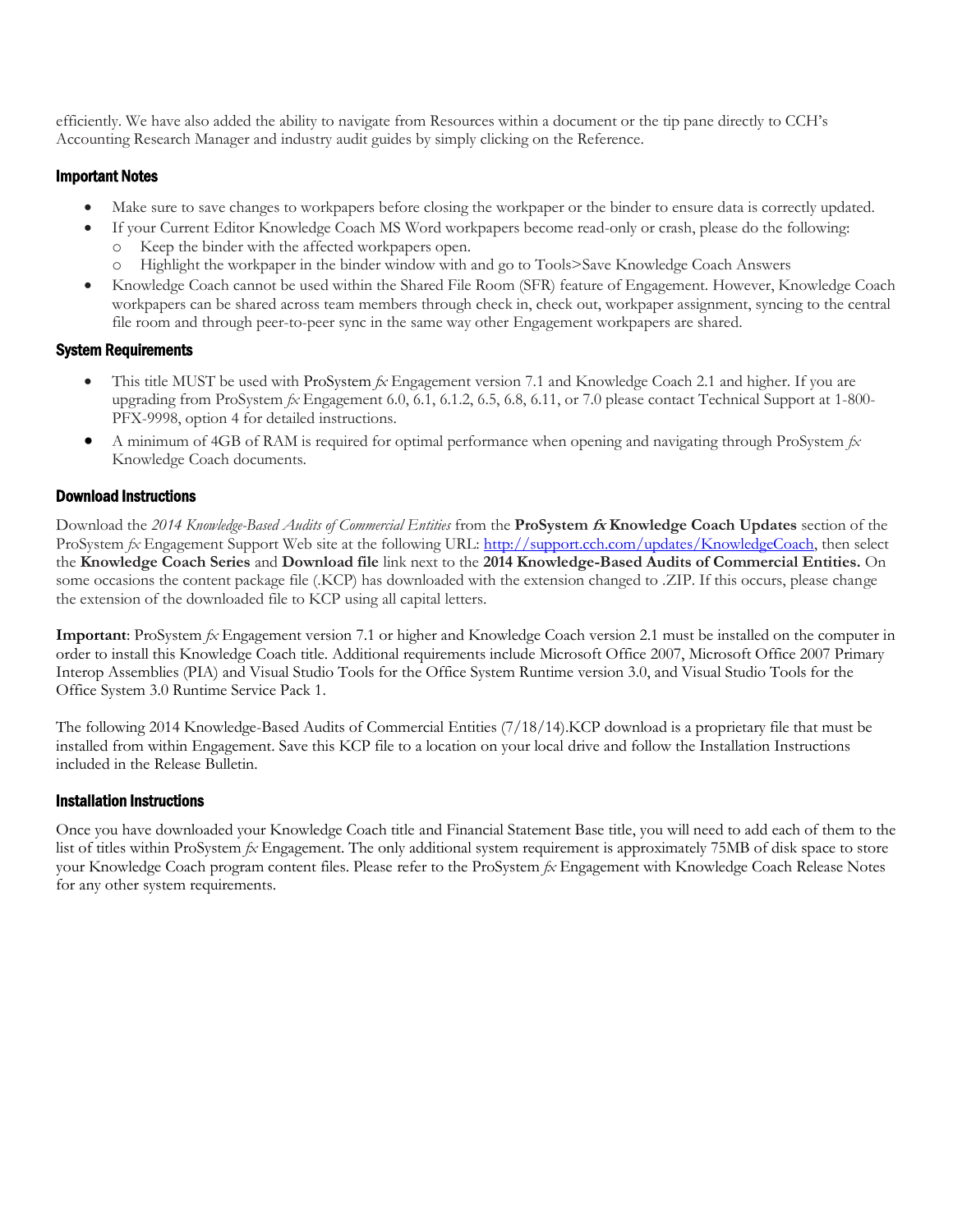efficiently. We have also added the ability to navigate from Resources within a document or the tip pane directly to CCH's Accounting Research Manager and industry audit guides by simply clicking on the Reference.

### Important Notes

- Make sure to save changes to workpapers before closing the workpaper or the binder to ensure data is correctly updated.
- If your Current Editor Knowledge Coach MS Word workpapers become read-only or crash, please do the following:
  - Keep the binder with the affected workpapers open.
  - Highlight the workpaper in the binder window with and go to Tools>Save Knowledge Coach Answers
- Knowledge Coach cannot be used within the Shared File Room (SFR) feature of Engagement. However, Knowledge Coach workpapers can be shared across team members through check in, check out, workpaper assignment, syncing to the central file room and through peer-to-peer sync in the same way other Engagement workpapers are shared.

### System Requirements

- This title MUST be used with ProSystem *fx* Engagement version 7.1 and Knowledge Coach 2.1 and higher. If you are upgrading from ProSystem *fx* Engagement 6.0, 6.1, 6.1.2, 6.5, 6.8, 6.11, or 7.0 please contact Technical Support at 1-800-PFX-9998, option 4 for detailed instructions.
- A minimum of 4GB of RAM is required for optimal performance when opening and navigating through ProSystem *fx* Knowledge Coach documents.

### Download Instructions

Download the *2014 Knowledge-Based Audits of Commercial Entities* from the **ProSystem *fx* Knowledge Coach Updates** section of the ProSystem *fx* Engagement Support Web site at the following URL: http://support.cch.com/updates/KnowledgeCoach, then select the **Knowledge Coach Series** and **Download file** link next to the **2014 Knowledge-Based Audits of Commercial Entities.** On some occasions the content package file (.KCP) has downloaded with the extension changed to .ZIP. If this occurs, please change the extension of the downloaded file to KCP using all capital letters.

**Important**: ProSystem *fx* Engagement version 7.1 or higher and Knowledge Coach version 2.1 must be installed on the computer in order to install this Knowledge Coach title. Additional requirements include Microsoft Office 2007, Microsoft Office 2007 Primary Interop Assemblies (PIA) and Visual Studio Tools for the Office System Runtime version 3.0, and Visual Studio Tools for the Office System 3.0 Runtime Service Pack 1.

The following 2014 Knowledge-Based Audits of Commercial Entities (7/18/14).KCP download is a proprietary file that must be installed from within Engagement. Save this KCP file to a location on your local drive and follow the Installation Instructions included in the Release Bulletin.

### Installation Instructions

Once you have downloaded your Knowledge Coach title and Financial Statement Base title, you will need to add each of them to the list of titles within ProSystem *fx* Engagement. The only additional system requirement is approximately 75MB of disk space to store your Knowledge Coach program content files. Please refer to the ProSystem *fx* Engagement with Knowledge Coach Release Notes for any other system requirements.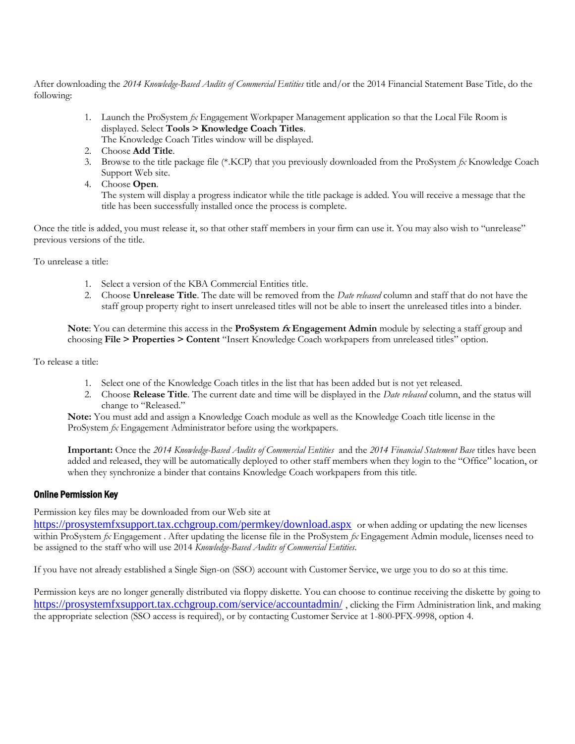After downloading the *2014 Knowledge-Based Audits of Commercial Entities* title and/or the 2014 Financial Statement Base Title, do the following:

1. Launch the ProSystem *fx* Engagement Workpaper Management application so that the Local File Room is displayed. Select **Tools > Knowledge Coach Titles**.
   The Knowledge Coach Titles window will be displayed.
2. Choose **Add Title**.
3. Browse to the title package file (*.KCP) that you previously downloaded from the ProSystem *fx* Knowledge Coach Support Web site.
4. Choose **Open**.
   The system will display a progress indicator while the title package is added. You will receive a message that the title has been successfully installed once the process is complete.

Once the title is added, you must release it, so that other staff members in your firm can use it. You may also wish to "unrelease" previous versions of the title.

To unrelease a title:

1. Select a version of the KBA Commercial Entities title.
2. Choose **Unrelease Title**. The date will be removed from the *Date released* column and staff that do not have the staff group property right to insert unreleased titles will not be able to insert the unreleased titles into a binder.

> **Note**: You can determine this access in the **ProSystem *fx* Engagement Admin** module by selecting a staff group and choosing **File > Properties > Content** "Insert Knowledge Coach workpapers from unreleased titles" option.

To release a title:

1. Select one of the Knowledge Coach titles in the list that has been added but is not yet released.
2. Choose **Release Title**. The current date and time will be displayed in the *Date released* column, and the status will change to "Released."

> **Note:** You must add and assign a Knowledge Coach module as well as the Knowledge Coach title license in the ProSystem *fx* Engagement Administrator before using the workpapers.

> **Important:** Once the *2014 Knowledge-Based Audits of Commercial Entities* and the *2014 Financial Statement Base* titles have been added and released, they will be automatically deployed to other staff members when they login to the "Office" location, or when they synchronize a binder that contains Knowledge Coach workpapers from this title.

### Online Permission Key

Permission key files may be downloaded from our Web site at https://prosystemfxsupport.tax.cchgroup.com/permkey/download.aspx or when adding or updating the new licenses within ProSystem *fx* Engagement . After updating the license file in the ProSystem *fx* Engagement Admin module, licenses need to be assigned to the staff who will use 2014 *Knowledge-Based Audits of Commercial Entities*.

If you have not already established a Single Sign-on (SSO) account with Customer Service, we urge you to do so at this time.

Permission keys are no longer generally distributed via floppy diskette. You can choose to continue receiving the diskette by going to https://prosystemfxsupport.tax.cchgroup.com/service/accountadmin/ , clicking the Firm Administration link, and making the appropriate selection (SSO access is required), or by contacting Customer Service at 1-800-PFX-9998, option 4.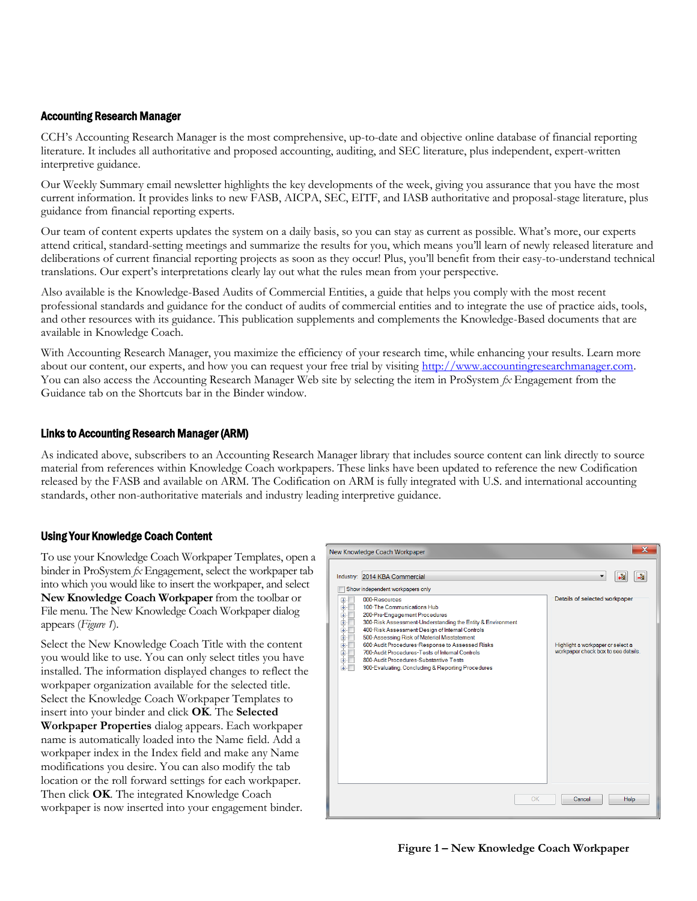## Accounting Research Manager

CCH's Accounting Research Manager is the most comprehensive, up-to-date and objective online database of financial reporting literature. It includes all authoritative and proposed accounting, auditing, and SEC literature, plus independent, expert-written interpretive guidance.

Our Weekly Summary email newsletter highlights the key developments of the week, giving you assurance that you have the most current information. It provides links to new FASB, AICPA, SEC, EITF, and IASB authoritative and proposal-stage literature, plus guidance from financial reporting experts.

Our team of content experts updates the system on a daily basis, so you can stay as current as possible. What's more, our experts attend critical, standard-setting meetings and summarize the results for you, which means you'll learn of newly released literature and deliberations of current financial reporting projects as soon as they occur! Plus, you'll benefit from their easy-to-understand technical translations. Our expert's interpretations clearly lay out what the rules mean from your perspective.

Also available is the Knowledge-Based Audits of Commercial Entities, a guide that helps you comply with the most recent professional standards and guidance for the conduct of audits of commercial entities and to integrate the use of practice aids, tools, and other resources with its guidance. This publication supplements and complements the Knowledge-Based documents that are available in Knowledge Coach.

With Accounting Research Manager, you maximize the efficiency of your research time, while enhancing your results. Learn more about our content, our experts, and how you can request your free trial by visiting http://www.accountingresearchmanager.com. You can also access the Accounting Research Manager Web site by selecting the item in ProSystem *fx* Engagement from the Guidance tab on the Shortcuts bar in the Binder window.

## Links to Accounting Research Manager (ARM)

As indicated above, subscribers to an Accounting Research Manager library that includes source content can link directly to source material from references within Knowledge Coach workpapers. These links have been updated to reference the new Codification released by the FASB and available on ARM. The Codification on ARM is fully integrated with U.S. and international accounting standards, other non-authoritative materials and industry leading interpretive guidance.

## Using Your Knowledge Coach Content

To use your Knowledge Coach Workpaper Templates, open a binder in ProSystem *fx* Engagement, select the workpaper tab into which you would like to insert the workpaper, and select **New Knowledge Coach Workpaper** from the toolbar or File menu. The New Knowledge Coach Workpaper dialog appears (*Figure 1*).

Select the New Knowledge Coach Title with the content you would like to use. You can only select titles you have installed. The information displayed changes to reflect the workpaper organization available for the selected title. Select the Knowledge Coach Workpaper Templates to insert into your binder and click **OK**. The **Selected Workpaper Properties** dialog appears. Each workpaper name is automatically loaded into the Name field. Add a workpaper index in the Index field and make any Name modifications you desire. You can also modify the tab location or the roll forward settings for each workpaper. Then click **OK**. The integrated Knowledge Coach workpaper is now inserted into your engagement binder.

New Knowledge Coach Workpaper

Industry: 2014 KBA Commercial

Show independent workpapers only

- 000-Resources
- 100-The Communications Hub
- 200-Pre-Engagement Procedures
- 300-Risk Assessment-Understanding the Entity & Environment
- 400-Risk Assessment-Design of Internal Controls
- 500-Assessing Risk of Material Misstatement
- 600-Audit Procedures-Response to Assessed Risks
- 700-Audit Procedures-Tests of Internal Controls
- 800-Audit Procedures-Substantive Tests
- 900-Evaluating, Concluding & Reporting Procedures

Details of selected workpaper

Highlight a workpaper or select a workpaper check box to see details.

OK Cancel Help

**Figure 1 – New Knowledge Coach Workpaper**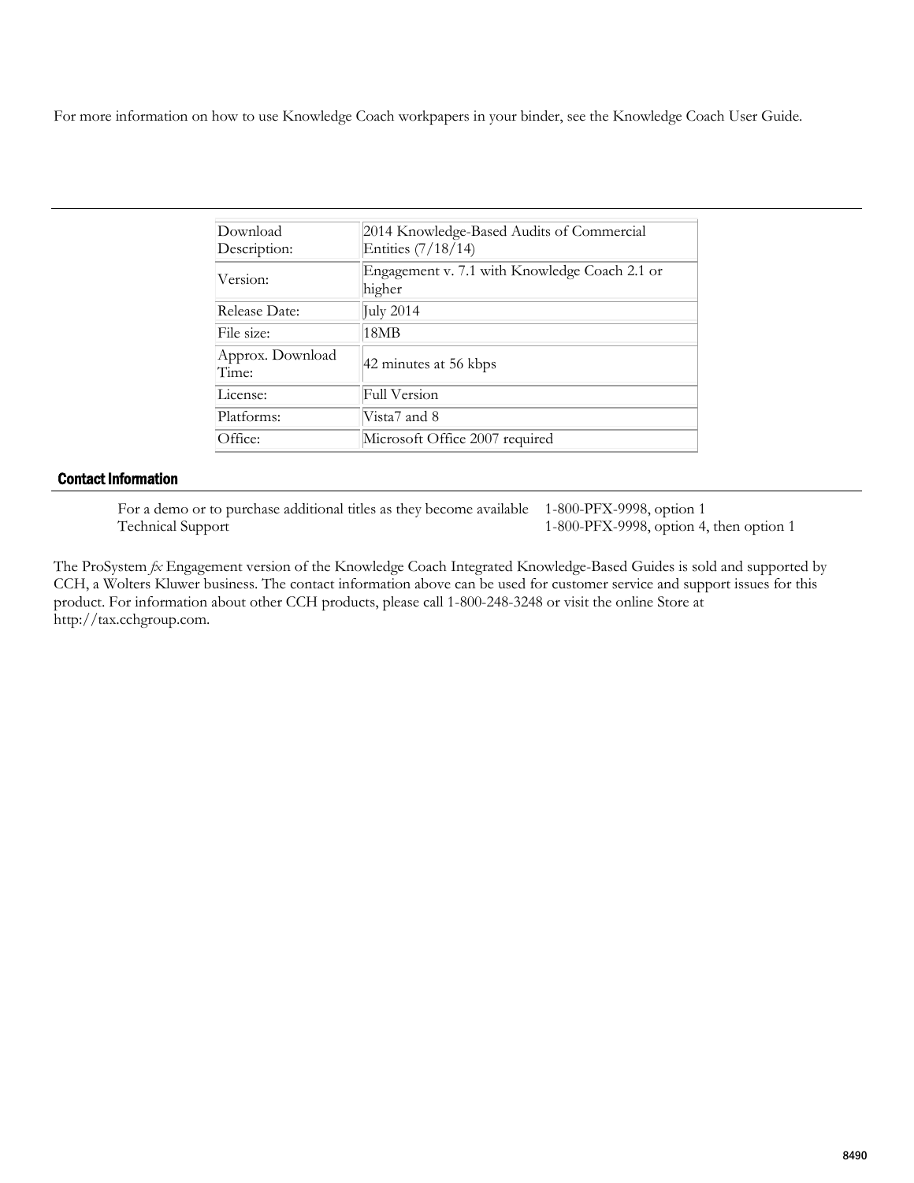For more information on how to use Knowledge Coach workpapers in your binder, see the Knowledge Coach User Guide.

---

| | |
|---|---|
| Download Description: | 2014 Knowledge-Based Audits of Commercial Entities (7/18/14) |
| Version: | Engagement v. 7.1 with Knowledge Coach 2.1 or higher |
| Release Date: | July 2014 |
| File size: | 18MB |
| Approx. Download Time: | 42 minutes at 56 kbps |
| License: | Full Version |
| Platforms: | Vista7 and 8 |
| Office: | Microsoft Office 2007 required |

## Contact Information

| | |
|---|---|
| For a demo or to purchase additional titles as they become available | 1-800-PFX-9998, option 1 |
| Technical Support | 1-800-PFX-9998, option 4, then option 1 |

The ProSystem *fx* Engagement version of the Knowledge Coach Integrated Knowledge-Based Guides is sold and supported by CCH, a Wolters Kluwer business. The contact information above can be used for customer service and support issues for this product. For information about other CCH products, please call 1-800-248-3248 or visit the online Store at http://tax.cchgroup.com.

8490